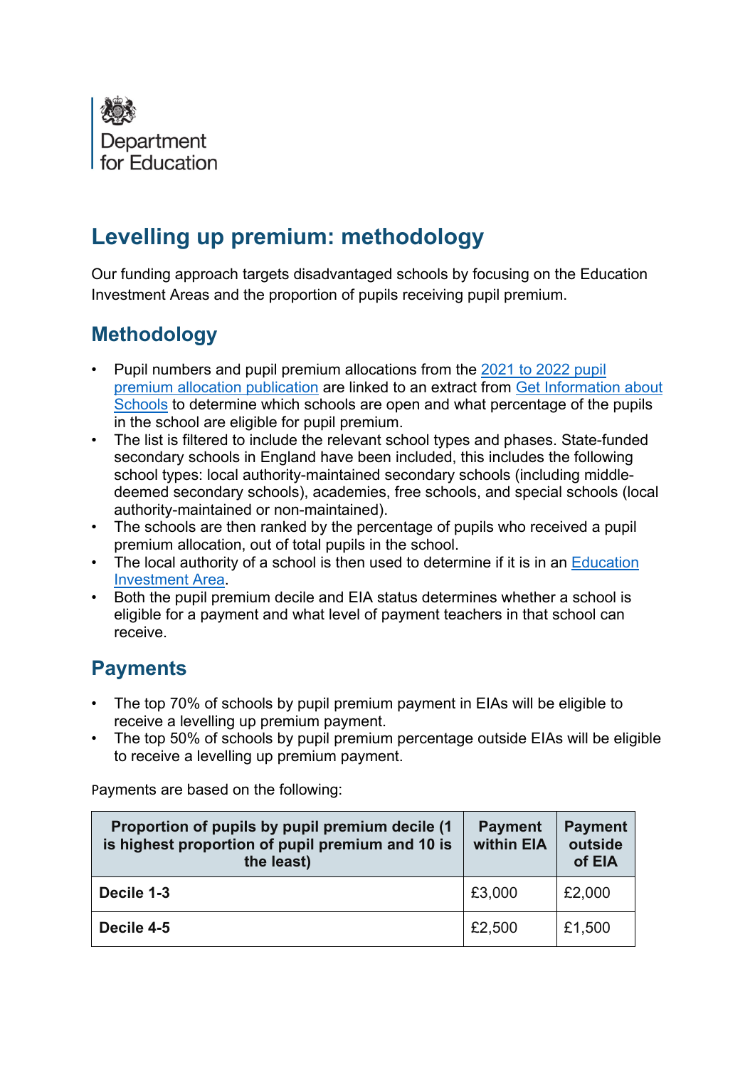Department for Education

# Levelling up premium: methodology

Our funding approach targets disadvantaged schools by focusing on the Education Investment Areas and the proportion of pupils receiving pupil premium.

## Methodology

- Pupil numbers and pupil premium allocations from the [2021 to 2022 pupil premium allocation publication]() are linked to an extract from [Get Information about Schools]() to determine which schools are open and what percentage of the pupils in the school are eligible for pupil premium.
- The list is filtered to include the relevant school types and phases. State-funded secondary schools in England have been included, this includes the following school types: local authority-maintained secondary schools (including middle-deemed secondary schools), academies, free schools, and special schools (local authority-maintained or non-maintained).
- The schools are then ranked by the percentage of pupils who received a pupil premium allocation, out of total pupils in the school.
- The local authority of a school is then used to determine if it is in an [Education Investment Area]().
- Both the pupil premium decile and EIA status determines whether a school is eligible for a payment and what level of payment teachers in that school can receive.

## Payments

- The top 70% of schools by pupil premium payment in EIAs will be eligible to receive a levelling up premium payment.
- The top 50% of schools by pupil premium percentage outside EIAs will be eligible to receive a levelling up premium payment.

Payments are based on the following:

| Proportion of pupils by pupil premium decile (1 is highest proportion of pupil premium and 10 is the least) | Payment within EIA | Payment outside of EIA |
|---|---|---|
| **Decile 1-3** | £3,000 | £2,000 |
| **Decile 4-5** | £2,500 | £1,500 |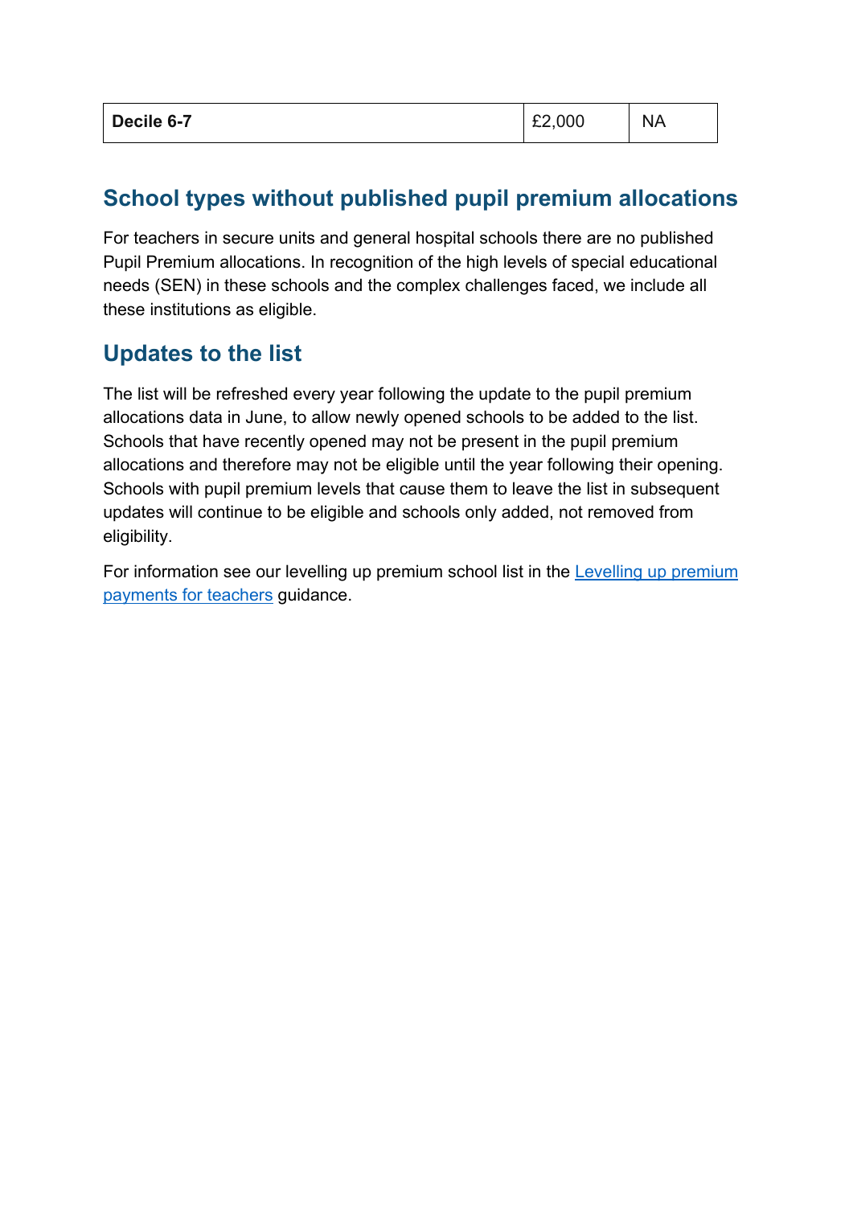| | | |
|---|---|---|
| **Decile 6-7** | £2,000 | NA |

## School types without published pupil premium allocations

For teachers in secure units and general hospital schools there are no published Pupil Premium allocations. In recognition of the high levels of special educational needs (SEN) in these schools and the complex challenges faced, we include all these institutions as eligible.

## Updates to the list

The list will be refreshed every year following the update to the pupil premium allocations data in June, to allow newly opened schools to be added to the list. Schools that have recently opened may not be present in the pupil premium allocations and therefore may not be eligible until the year following their opening. Schools with pupil premium levels that cause them to leave the list in subsequent updates will continue to be eligible and schools only added, not removed from eligibility.

For information see our levelling up premium school list in the Levelling up premium payments for teachers guidance.